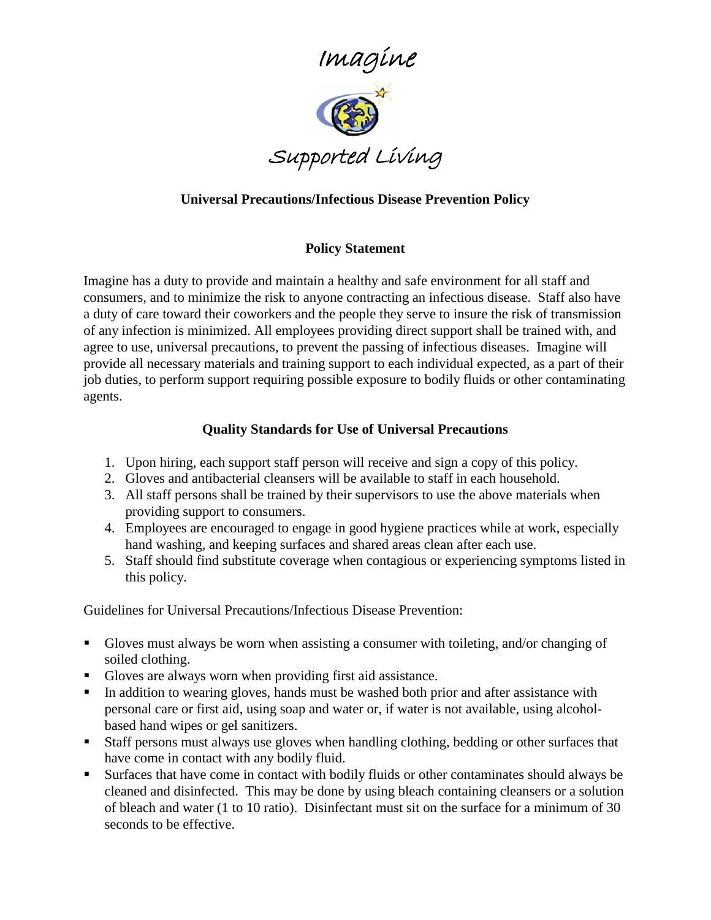# Imagine

# Supported Living

## Universal Precautions/Infectious Disease Prevention Policy

### Policy Statement

Imagine has a duty to provide and maintain a healthy and safe environment for all staff and consumers, and to minimize the risk to anyone contracting an infectious disease. Staff also have a duty of care toward their coworkers and the people they serve to insure the risk of transmission of any infection is minimized. All employees providing direct support shall be trained with, and agree to use, universal precautions, to prevent the passing of infectious diseases. Imagine will provide all necessary materials and training support to each individual expected, as a part of their job duties, to perform support requiring possible exposure to bodily fluids or other contaminating agents.

### Quality Standards for Use of Universal Precautions

1. Upon hiring, each support staff person will receive and sign a copy of this policy.
2. Gloves and antibacterial cleansers will be available to staff in each household.
3. All staff persons shall be trained by their supervisors to use the above materials when providing support to consumers.
4. Employees are encouraged to engage in good hygiene practices while at work, especially hand washing, and keeping surfaces and shared areas clean after each use.
5. Staff should find substitute coverage when contagious or experiencing symptoms listed in this policy.

Guidelines for Universal Precautions/Infectious Disease Prevention:

- Gloves must always be worn when assisting a consumer with toileting, and/or changing of soiled clothing.
- Gloves are always worn when providing first aid assistance.
- In addition to wearing gloves, hands must be washed both prior and after assistance with personal care or first aid, using soap and water or, if water is not available, using alcohol-based hand wipes or gel sanitizers.
- Staff persons must always use gloves when handling clothing, bedding or other surfaces that have come in contact with any bodily fluid.
- Surfaces that have come in contact with bodily fluids or other contaminates should always be cleaned and disinfected. This may be done by using bleach containing cleansers or a solution of bleach and water (1 to 10 ratio). Disinfectant must sit on the surface for a minimum of 30 seconds to be effective.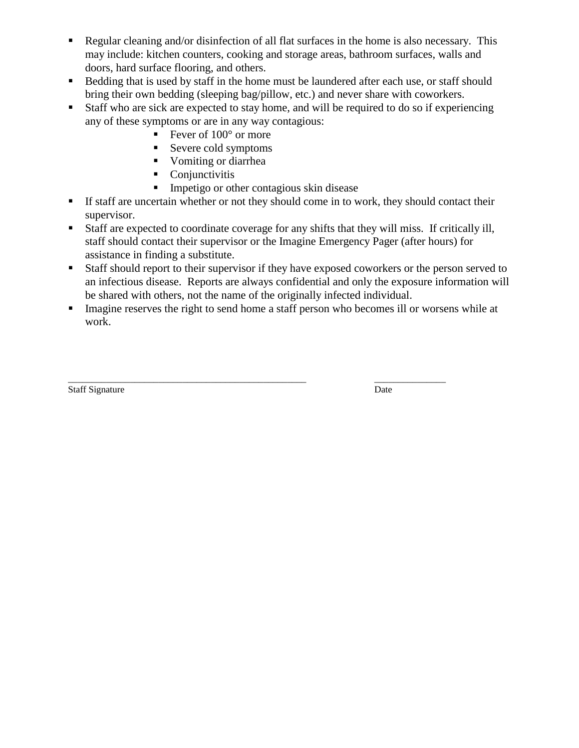- Regular cleaning and/or disinfection of all flat surfaces in the home is also necessary. This may include: kitchen counters, cooking and storage areas, bathroom surfaces, walls and doors, hard surface flooring, and others.
- Bedding that is used by staff in the home must be laundered after each use, or staff should bring their own bedding (sleeping bag/pillow, etc.) and never share with coworkers.
- Staff who are sick are expected to stay home, and will be required to do so if experiencing any of these symptoms or are in any way contagious:
  - Fever of 100° or more
  - Severe cold symptoms
  - Vomiting or diarrhea
  - Conjunctivitis
  - Impetigo or other contagious skin disease
- If staff are uncertain whether or not they should come in to work, they should contact their supervisor.
- Staff are expected to coordinate coverage for any shifts that they will miss. If critically ill, staff should contact their supervisor or the Imagine Emergency Pager (after hours) for assistance in finding a substitute.
- Staff should report to their supervisor if they have exposed coworkers or the person served to an infectious disease. Reports are always confidential and only the exposure information will be shared with others, not the name of the originally infected individual.
- Imagine reserves the right to send home a staff person who becomes ill or worsens while at work.

_______________________________________________ ______________

Staff Signature Date